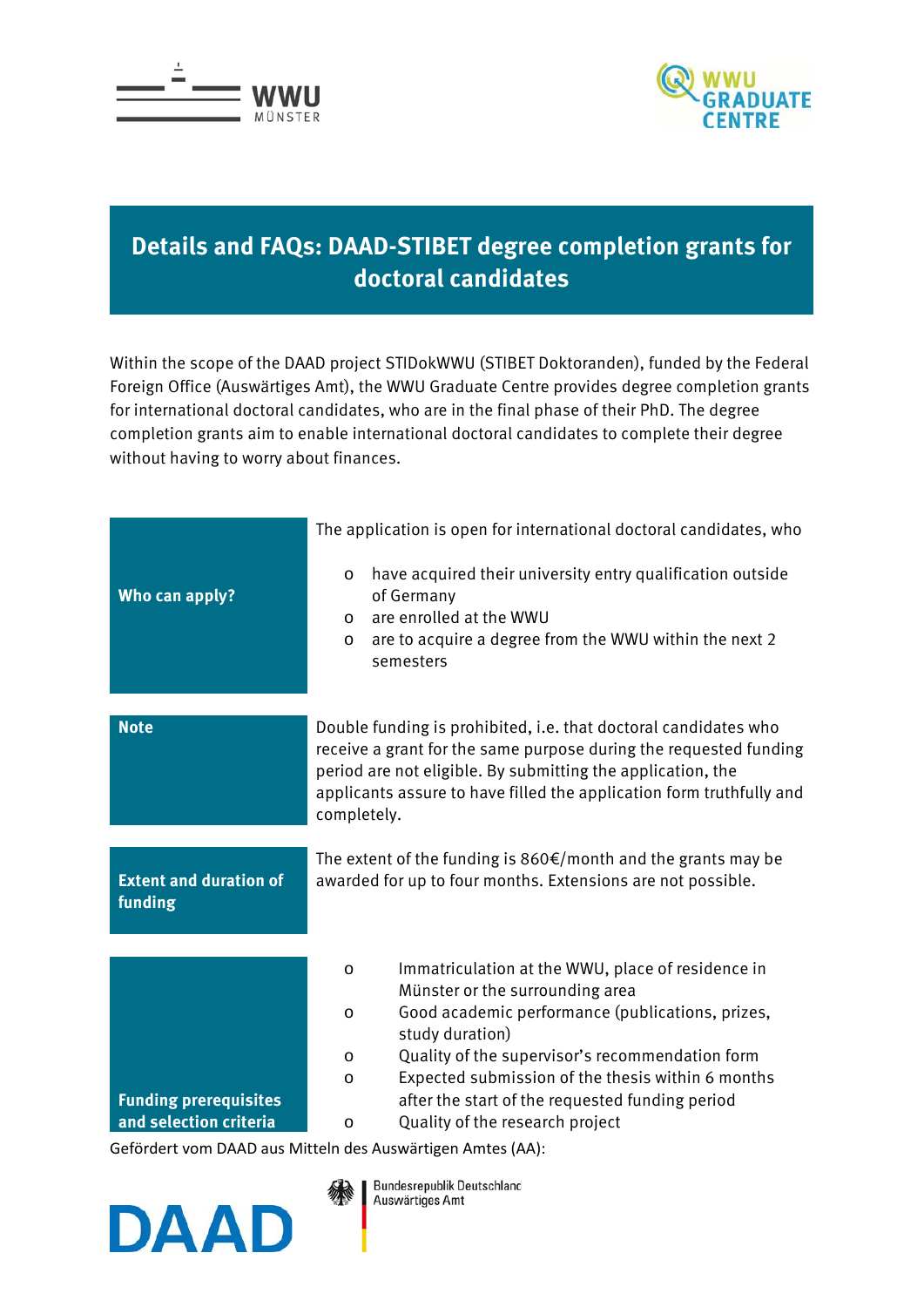# Details and FAQs: DAAD-STIBET degree completion grants for doctoral candidates

Within the scope of the DAAD project STIDokWWU (STIBET Doktoranden), funded by the Federal Foreign Office (Auswärtiges Amt), the WWU Graduate Centre provides degree completion grants for international doctoral candidates, who are in the final phase of their PhD. The degree completion grants aim to enable international doctoral candidates to complete their degree without having to worry about finances.

| | |
|---|---|
| **Who can apply?** | The application is open for international doctoral candidates, who<br>o have acquired their university entry qualification outside of Germany<br>o are enrolled at the WWU<br>o are to acquire a degree from the WWU within the next 2 semesters |
| **Note** | Double funding is prohibited, i.e. that doctoral candidates who receive a grant for the same purpose during the requested funding period are not eligible. By submitting the application, the applicants assure to have filled the application form truthfully and completely. |
| **Extent and duration of funding** | The extent of the funding is 860€/month and the grants may be awarded for up to four months. Extensions are not possible. |
| **Funding prerequisites and selection criteria** | o Immatriculation at the WWU, place of residence in Münster or the surrounding area<br>o Good academic performance (publications, prizes, study duration)<br>o Quality of the supervisor's recommendation form<br>o Expected submission of the thesis within 6 months after the start of the requested funding period<br>o Quality of the research project |

Gefördert vom DAAD aus Mitteln des Auswärtigen Amtes (AA):

DAAD

Bundesrepublik Deutschland
Auswärtiges Amt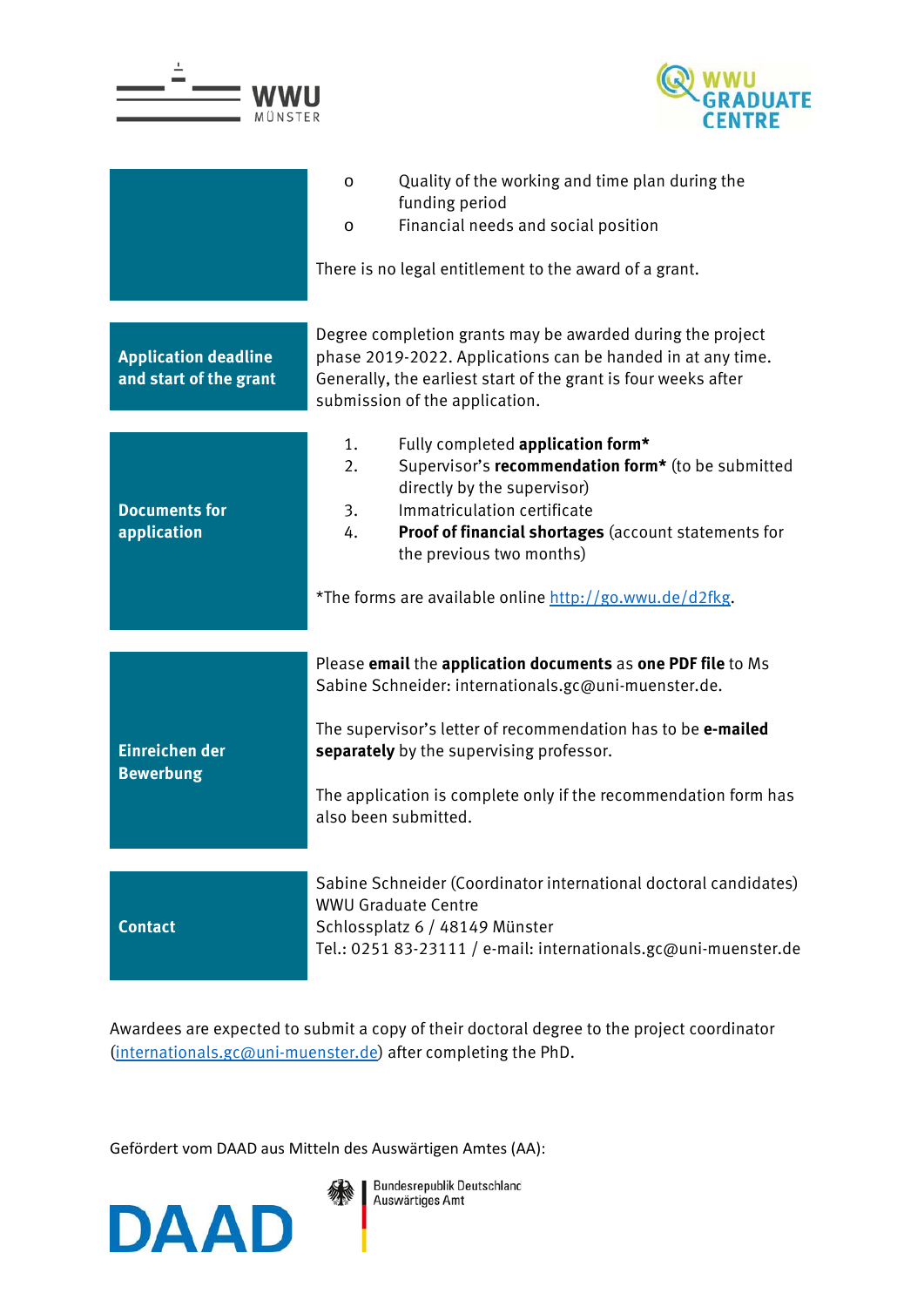| | |
|---|---|
| | o Quality of the working and time plan during the funding period<br>o Financial needs and social position<br><br>There is no legal entitlement to the award of a grant. |
| **Application deadline and start of the grant** | Degree completion grants may be awarded during the project phase 2019-2022. Applications can be handed in at any time. Generally, the earliest start of the grant is four weeks after submission of the application. |
| **Documents for application** | 1. Fully completed **application form***<br>2. Supervisor's **recommendation form*** (to be submitted directly by the supervisor)<br>3. Immatriculation certificate<br>4. **Proof of financial shortages** (account statements for the previous two months)<br><br>*The forms are available online http://go.wwu.de/d2fkg. |
| **Einreichen der Bewerbung** | Please **email** the **application documents** as **one PDF file** to Ms Sabine Schneider: internationals.gc@uni-muenster.de.<br><br>The supervisor's letter of recommendation has to be **e-mailed separately** by the supervising professor.<br><br>The application is complete only if the recommendation form has also been submitted. |
| **Contact** | Sabine Schneider (Coordinator international doctoral candidates)<br>WWU Graduate Centre<br>Schlossplatz 6 / 48149 Münster<br>Tel.: 0251 83-23111 / e-mail: internationals.gc@uni-muenster.de |

Awardees are expected to submit a copy of their doctoral degree to the project coordinator (internationals.gc@uni-muenster.de) after completing the PhD.

Gefördert vom DAAD aus Mitteln des Auswärtigen Amtes (AA):

DAAD

Bundesrepublik Deutschland
Auswärtiges Amt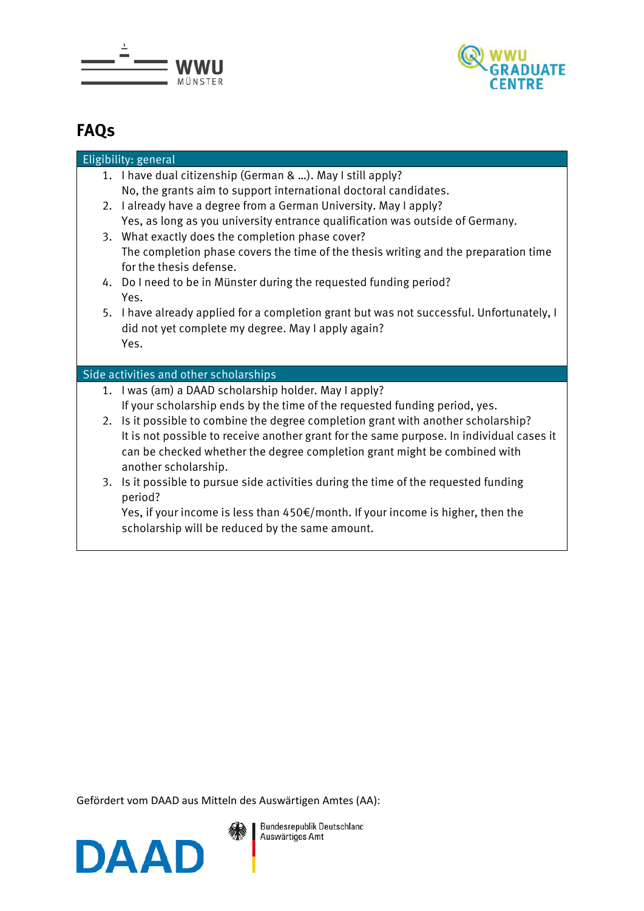## FAQs

### Eligibility: general

1. I have dual citizenship (German & …). May I still apply?
   No, the grants aim to support international doctoral candidates.
2. I already have a degree from a German University. May I apply?
   Yes, as long as you university entrance qualification was outside of Germany.
3. What exactly does the completion phase cover?
   The completion phase covers the time of the thesis writing and the preparation time for the thesis defense.
4. Do I need to be in Münster during the requested funding period?
   Yes.
5. I have already applied for a completion grant but was not successful. Unfortunately, I did not yet complete my degree. May I apply again?
   Yes.

### Side activities and other scholarships

1. I was (am) a DAAD scholarship holder. May I apply?
   If your scholarship ends by the time of the requested funding period, yes.
2. Is it possible to combine the degree completion grant with another scholarship?
   It is not possible to receive another grant for the same purpose. In individual cases it can be checked whether the degree completion grant might be combined with another scholarship.
3. Is it possible to pursue side activities during the time of the requested funding period?
   Yes, if your income is less than 450€/month. If your income is higher, then the scholarship will be reduced by the same amount.

Gefördert vom DAAD aus Mitteln des Auswärtigen Amtes (AA):

DAAD

Bundesrepublik Deutschland
Auswärtiges Amt